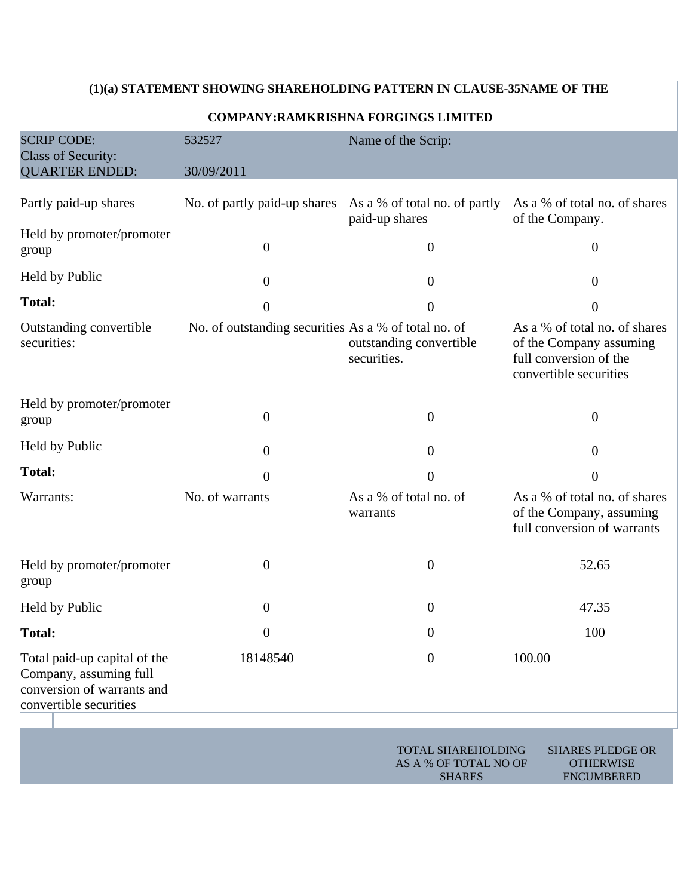**(1)(a) STATEMENT SHOWING SHAREHOLDING PATTERN IN CLAUSE-35NAME OF THE COMPANY:RAMKRISHNA FORGINGS LIMITED**

| SCRIP CODE: | 532527 | Name of the Scrip: | |
|---|---|---|---|
| Class of Security: | | | |
| QUARTER ENDED: | 30/09/2011 | | |
| Partly paid-up shares | No. of partly paid-up shares | As a % of total no. of partly paid-up shares | As a % of total no. of shares of the Company. |
| Held by promoter/promoter group | 0 | 0 | 0 |
| Held by Public | 0 | 0 | 0 |
| **Total:** | 0 | 0 | 0 |
| Outstanding convertible securities: | No. of outstanding securities | As a % of total no. of outstanding convertible securities. | As a % of total no. of shares of the Company assuming full conversion of the convertible securities |
| Held by promoter/promoter group | 0 | 0 | 0 |
| Held by Public | 0 | 0 | 0 |
| **Total:** | 0 | 0 | 0 |
| Warrants: | No. of warrants | As a % of total no. of warrants | As a % of total no. of shares of the Company, assuming full conversion of warrants |
| Held by promoter/promoter group | 0 | 0 | 52.65 |
| Held by Public | 0 | 0 | 47.35 |
| **Total:** | 0 | 0 | 100 |
| Total paid-up capital of the Company, assuming full conversion of warrants and convertible securities | 18148540 | 0 | 100.00 |

| | | TOTAL SHAREHOLDING AS A % OF TOTAL NO OF SHARES | SHARES PLEDGE OR OTHERWISE ENCUMBERED |
|---|---|---|---|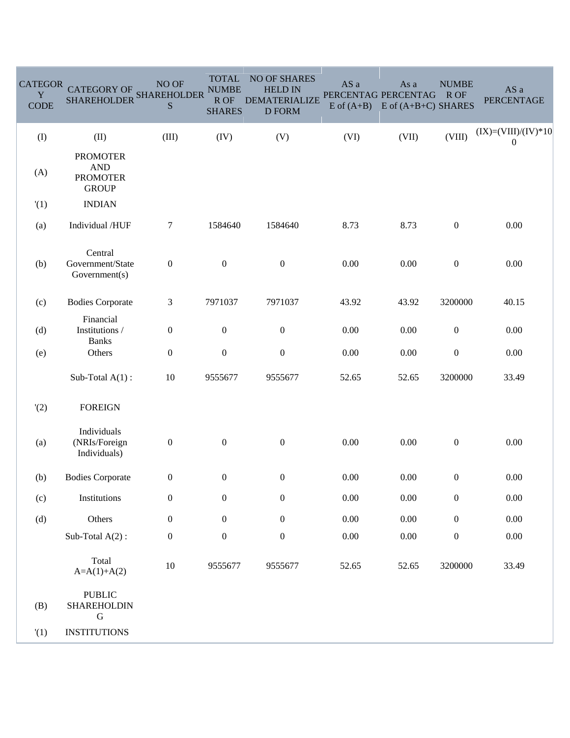| CATEGORY CODE | CATEGORY OF SHAREHOLDER | NO OF SHAREHOLDERS | TOTAL NUMBER OF SHARES | NO OF SHARES HELD IN DEMATERIALIZED FORM | AS a PERCENTAGE of (A+B) | As a PERCENTAGE of (A+B+C) | NUMBER OF SHARES | AS a PERCENTAGE |
|---|---|---|---|---|---|---|---|---|
| (I) | (II) | (III) | (IV) | (V) | (VI) | (VII) | (VIII) | (IX)=(VIII)/(IV)*100 |
| (A) | PROMOTER AND PROMOTER GROUP | | | | | | | |
| '(1) | INDIAN | | | | | | | |
| (a) | Individual /HUF | 7 | 1584640 | 1584640 | 8.73 | 8.73 | 0 | 0.00 |
| (b) | Central Government/State Government(s) | 0 | 0 | 0 | 0.00 | 0.00 | 0 | 0.00 |
| (c) | Bodies Corporate | 3 | 7971037 | 7971037 | 43.92 | 43.92 | 3200000 | 40.15 |
| (d) | Financial Institutions / Banks | 0 | 0 | 0 | 0.00 | 0.00 | 0 | 0.00 |
| (e) | Others | 0 | 0 | 0 | 0.00 | 0.00 | 0 | 0.00 |
| | Sub-Total A(1) : | 10 | 9555677 | 9555677 | 52.65 | 52.65 | 3200000 | 33.49 |
| '(2) | FOREIGN | | | | | | | |
| (a) | Individuals (NRIs/Foreign Individuals) | 0 | 0 | 0 | 0.00 | 0.00 | 0 | 0.00 |
| (b) | Bodies Corporate | 0 | 0 | 0 | 0.00 | 0.00 | 0 | 0.00 |
| (c) | Institutions | 0 | 0 | 0 | 0.00 | 0.00 | 0 | 0.00 |
| (d) | Others | 0 | 0 | 0 | 0.00 | 0.00 | 0 | 0.00 |
| | Sub-Total A(2) : | 0 | 0 | 0 | 0.00 | 0.00 | 0 | 0.00 |
| | Total A=A(1)+A(2) | 10 | 9555677 | 9555677 | 52.65 | 52.65 | 3200000 | 33.49 |
| (B) | PUBLIC SHAREHOLDING | | | | | | | |
| '(1) | INSTITUTIONS | | | | | | | |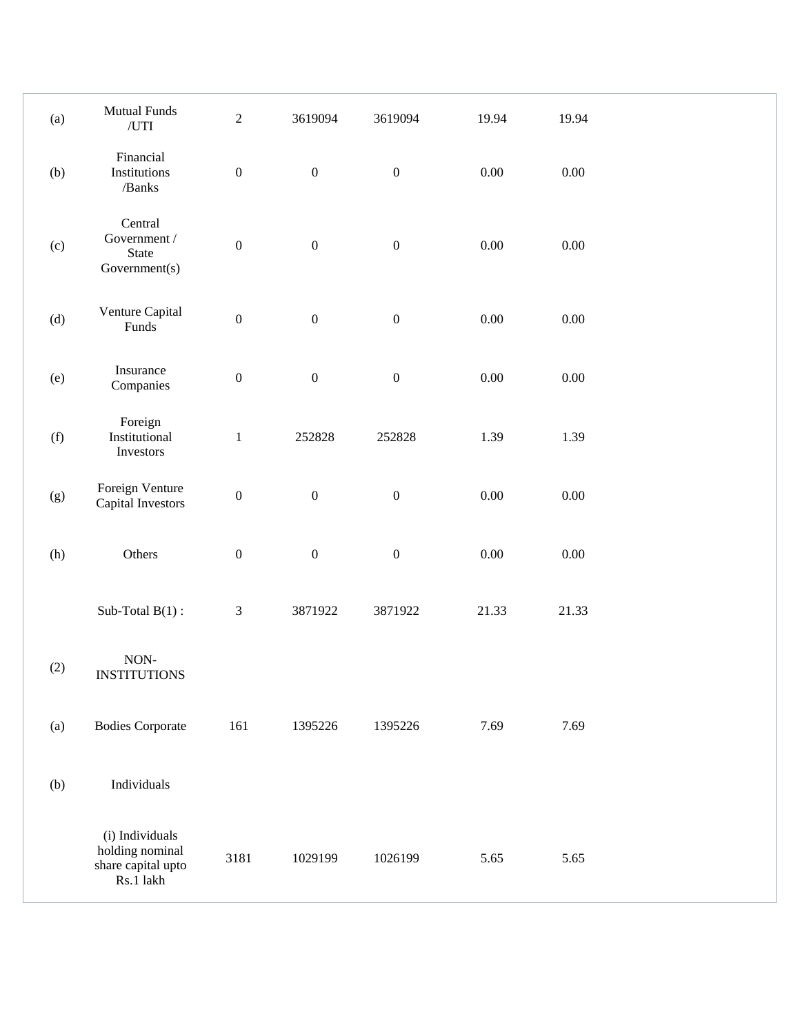| | | | | | | | |
|---|---|---|---|---|---|---|---|
| (a) | Mutual Funds /UTI | 2 | 3619094 | 3619094 | 19.94 | 19.94 | |
| (b) | Financial Institutions /Banks | 0 | 0 | 0 | 0.00 | 0.00 | |
| (c) | Central Government / State Government(s) | 0 | 0 | 0 | 0.00 | 0.00 | |
| (d) | Venture Capital Funds | 0 | 0 | 0 | 0.00 | 0.00 | |
| (e) | Insurance Companies | 0 | 0 | 0 | 0.00 | 0.00 | |
| (f) | Foreign Institutional Investors | 1 | 252828 | 252828 | 1.39 | 1.39 | |
| (g) | Foreign Venture Capital Investors | 0 | 0 | 0 | 0.00 | 0.00 | |
| (h) | Others | 0 | 0 | 0 | 0.00 | 0.00 | |
| | Sub-Total B(1) : | 3 | 3871922 | 3871922 | 21.33 | 21.33 | |
| (2) | NON-INSTITUTIONS | | | | | | |
| (a) | Bodies Corporate | 161 | 1395226 | 1395226 | 7.69 | 7.69 | |
| (b) | Individuals | | | | | | |
| | (i) Individuals holding nominal share capital upto Rs.1 lakh | 3181 | 1029199 | 1026199 | 5.65 | 5.65 | |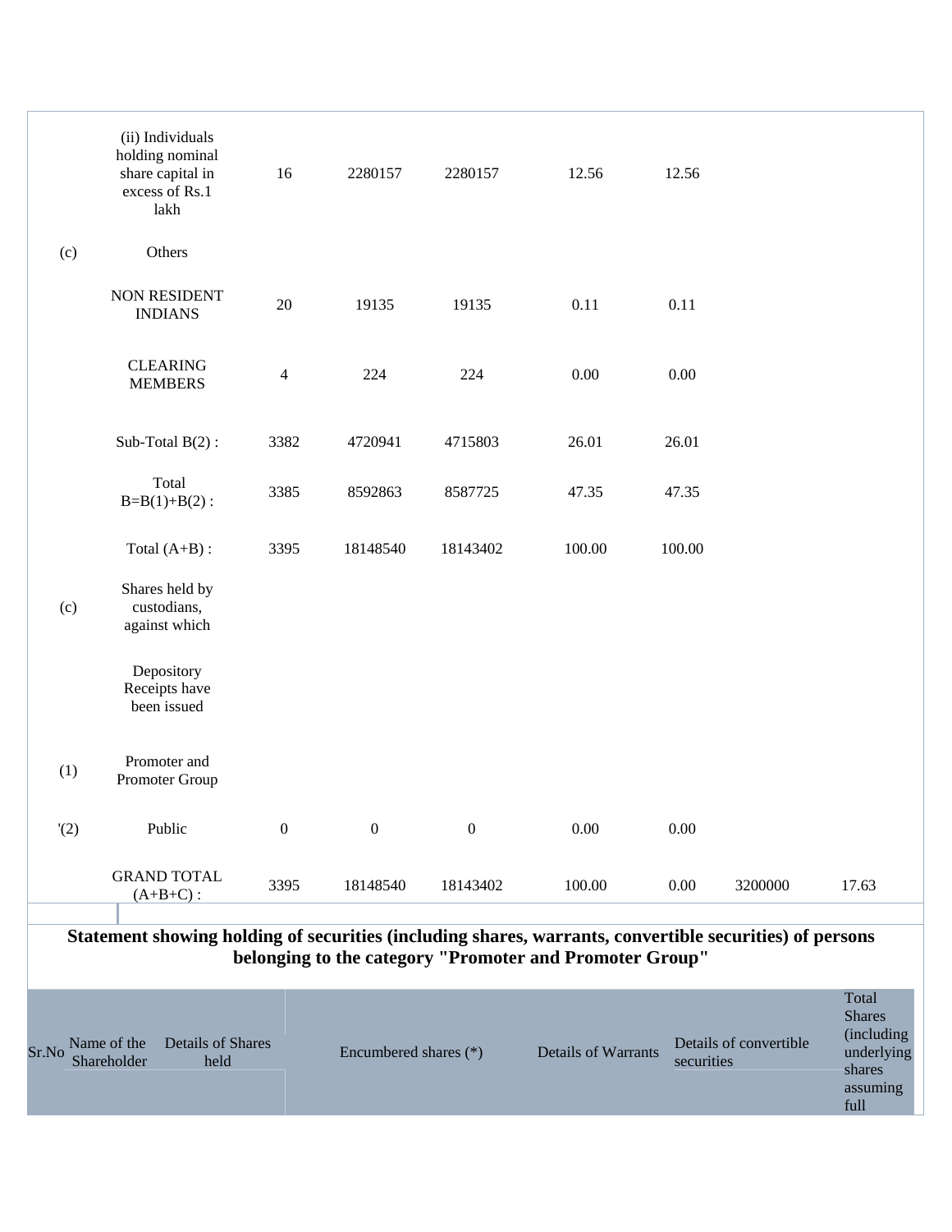| | | | | | | | | |
|---|---|---|---|---|---|---|---|---|
| | (ii) Individuals holding nominal share capital in excess of Rs.1 lakh | 16 | 2280157 | 2280157 | 12.56 | 12.56 | | |
| (c) | Others | | | | | | | |
| | NON RESIDENT INDIANS | 20 | 19135 | 19135 | 0.11 | 0.11 | | |
| | CLEARING MEMBERS | 4 | 224 | 224 | 0.00 | 0.00 | | |
| | Sub-Total B(2) : | 3382 | 4720941 | 4715803 | 26.01 | 26.01 | | |
| | Total B=B(1)+B(2) : | 3385 | 8592863 | 8587725 | 47.35 | 47.35 | | |
| | Total (A+B) : | 3395 | 18148540 | 18143402 | 100.00 | 100.00 | | |
| (c) | Shares held by custodians, against which | | | | | | | |
| | Depository Receipts have been issued | | | | | | | |
| (1) | Promoter and Promoter Group | | | | | | | |
| '(2) | Public | 0 | 0 | 0 | 0.00 | 0.00 | | |
| | GRAND TOTAL (A+B+C) : | 3395 | 18148540 | 18143402 | 100.00 | 0.00 | 3200000 | 17.63 |

## Statement showing holding of securities (including shares, warrants, convertible securities) of persons belonging to the category "Promoter and Promoter Group"

| Sr.No | Name of the Shareholder | Details of Shares held | Encumbered shares (*) | Details of Warrants | Details of convertible securities | Total Shares (including underlying shares assuming full |
|---|---|---|---|---|---|---|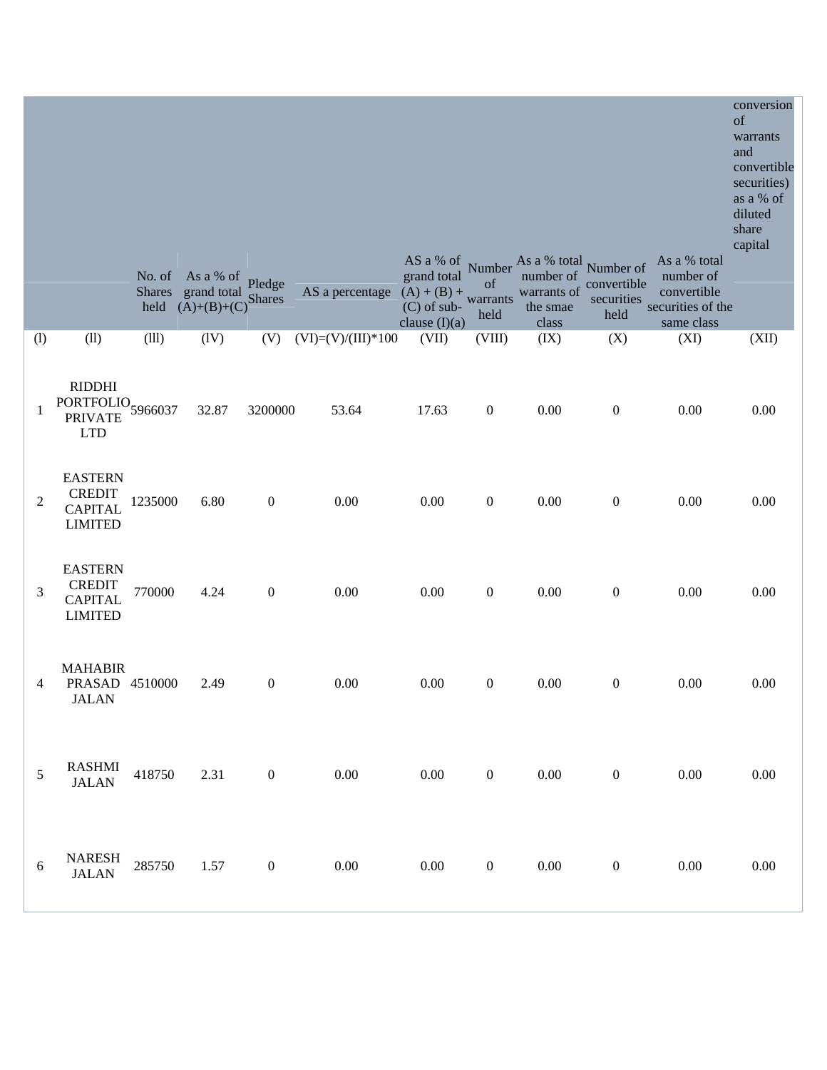| | | No. of Shares held | As a % of grand total (A)+(B)+(C) | Pledge Shares | AS a percentage | AS a % of grand total (A) + (B) + (C) of sub-clause (I)(a) | Number of warrants held | As a % total number of warrants of the smae class | Number of convertible securities held | As a % total number of convertible securities of the same class | conversion of warrants and convertible securities) as a % of diluted share capital |
|---|---|---|---|---|---|---|---|---|---|---|---|
| (l) | (ll) | (lll) | (lV) | (V) | (VI)=(V)/(III)*100 | (VII) | (VIII) | (IX) | (X) | (XI) | (XII) |
| 1 | RIDDHI PORTFOLIO PRIVATE LTD | 5966037 | 32.87 | 3200000 | 53.64 | 17.63 | 0 | 0.00 | 0 | 0.00 | 0.00 |
| 2 | EASTERN CREDIT CAPITAL LIMITED | 1235000 | 6.80 | 0 | 0.00 | 0.00 | 0 | 0.00 | 0 | 0.00 | 0.00 |
| 3 | EASTERN CREDIT CAPITAL LIMITED | 770000 | 4.24 | 0 | 0.00 | 0.00 | 0 | 0.00 | 0 | 0.00 | 0.00 |
| 4 | MAHABIR PRASAD JALAN | 4510000 | 2.49 | 0 | 0.00 | 0.00 | 0 | 0.00 | 0 | 0.00 | 0.00 |
| 5 | RASHMI JALAN | 418750 | 2.31 | 0 | 0.00 | 0.00 | 0 | 0.00 | 0 | 0.00 | 0.00 |
| 6 | NARESH JALAN | 285750 | 1.57 | 0 | 0.00 | 0.00 | 0 | 0.00 | 0 | 0.00 | 0.00 |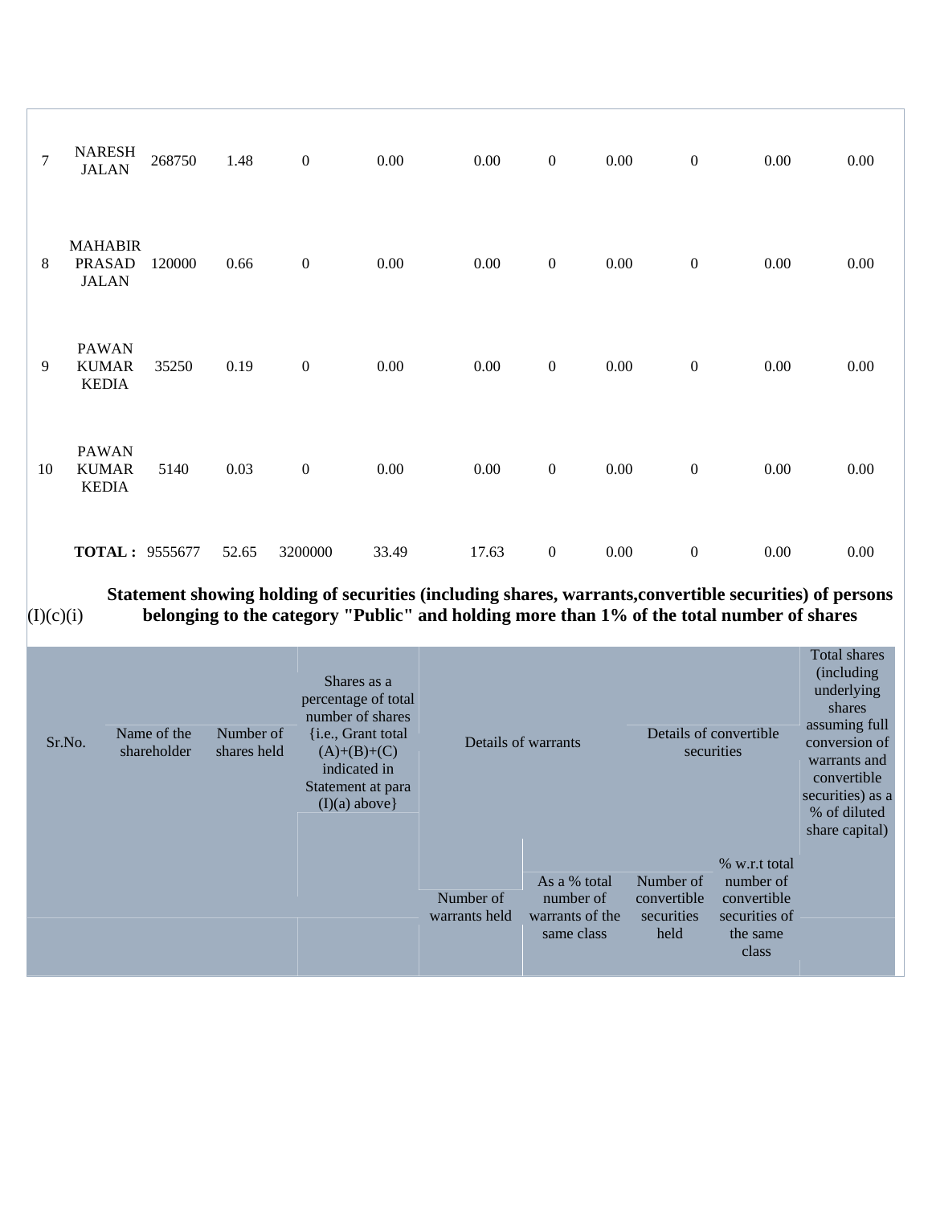| 7 | NARESH JALAN | 268750 | 1.48 | 0 | 0.00 | 0.00 | 0 | 0.00 | 0 | 0.00 | 0.00 |
|---|---|---|---|---|---|---|---|---|---|---|---|
| 8 | MAHABIR PRASAD JALAN | 120000 | 0.66 | 0 | 0.00 | 0.00 | 0 | 0.00 | 0 | 0.00 | 0.00 |
| 9 | PAWAN KUMAR KEDIA | 35250 | 0.19 | 0 | 0.00 | 0.00 | 0 | 0.00 | 0 | 0.00 | 0.00 |
| 10 | PAWAN KUMAR KEDIA | 5140 | 0.03 | 0 | 0.00 | 0.00 | 0 | 0.00 | 0 | 0.00 | 0.00 |
| | **TOTAL :** | 9555677 | 52.65 | 3200000 | 33.49 | 17.63 | 0 | 0.00 | 0 | 0.00 | 0.00 |

(I)(c)(i) **Statement showing holding of securities (including shares, warrants,convertible securities) of persons belonging to the category "Public" and holding more than 1% of the total number of shares**

| Sr.No. | Name of the shareholder | Number of shares held | Shares as a percentage of total number of shares {i.e., Grant total (A)+(B)+(C) indicated in Statement at para (I)(a) above} | Details of warrants | | Details of convertible securities | | Total shares (including underlying shares assuming full conversion of warrants and convertible securities) as a % of diluted share capital) |
|---|---|---|---|---|---|---|---|---|
| | | | | Number of warrants held | As a % total number of warrants of the same class | Number of convertible securities held | % w.r.t total number of convertible securities of the same class | |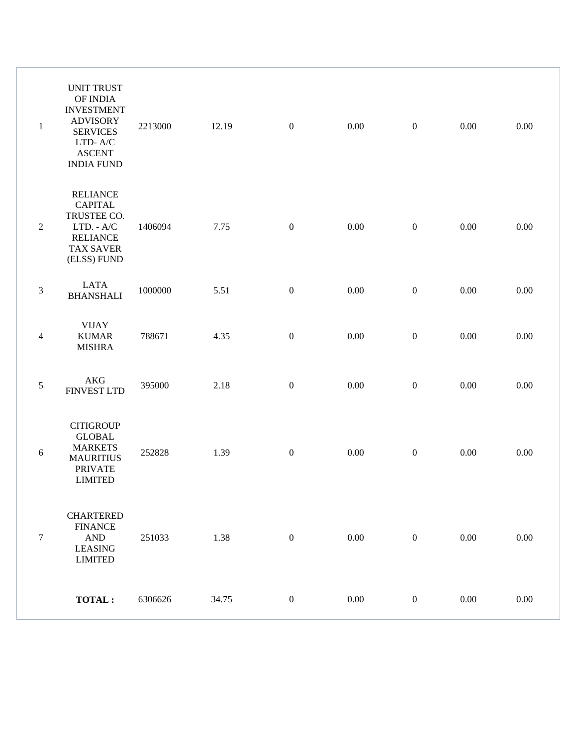| | | | | | | | | |
|---|---|---|---|---|---|---|---|---|
| 1 | UNIT TRUST OF INDIA INVESTMENT ADVISORY SERVICES LTD- A/C ASCENT INDIA FUND | 2213000 | 12.19 | 0 | 0.00 | 0 | 0.00 | 0.00 |
| 2 | RELIANCE CAPITAL TRUSTEE CO. LTD. - A/C RELIANCE TAX SAVER (ELSS) FUND | 1406094 | 7.75 | 0 | 0.00 | 0 | 0.00 | 0.00 |
| 3 | LATA BHANSHALI | 1000000 | 5.51 | 0 | 0.00 | 0 | 0.00 | 0.00 |
| 4 | VIJAY KUMAR MISHRA | 788671 | 4.35 | 0 | 0.00 | 0 | 0.00 | 0.00 |
| 5 | AKG FINVEST LTD | 395000 | 2.18 | 0 | 0.00 | 0 | 0.00 | 0.00 |
| 6 | CITIGROUP GLOBAL MARKETS MAURITIUS PRIVATE LIMITED | 252828 | 1.39 | 0 | 0.00 | 0 | 0.00 | 0.00 |
| 7 | CHARTERED FINANCE AND LEASING LIMITED | 251033 | 1.38 | 0 | 0.00 | 0 | 0.00 | 0.00 |
| | **TOTAL :** | 6306626 | 34.75 | 0 | 0.00 | 0 | 0.00 | 0.00 |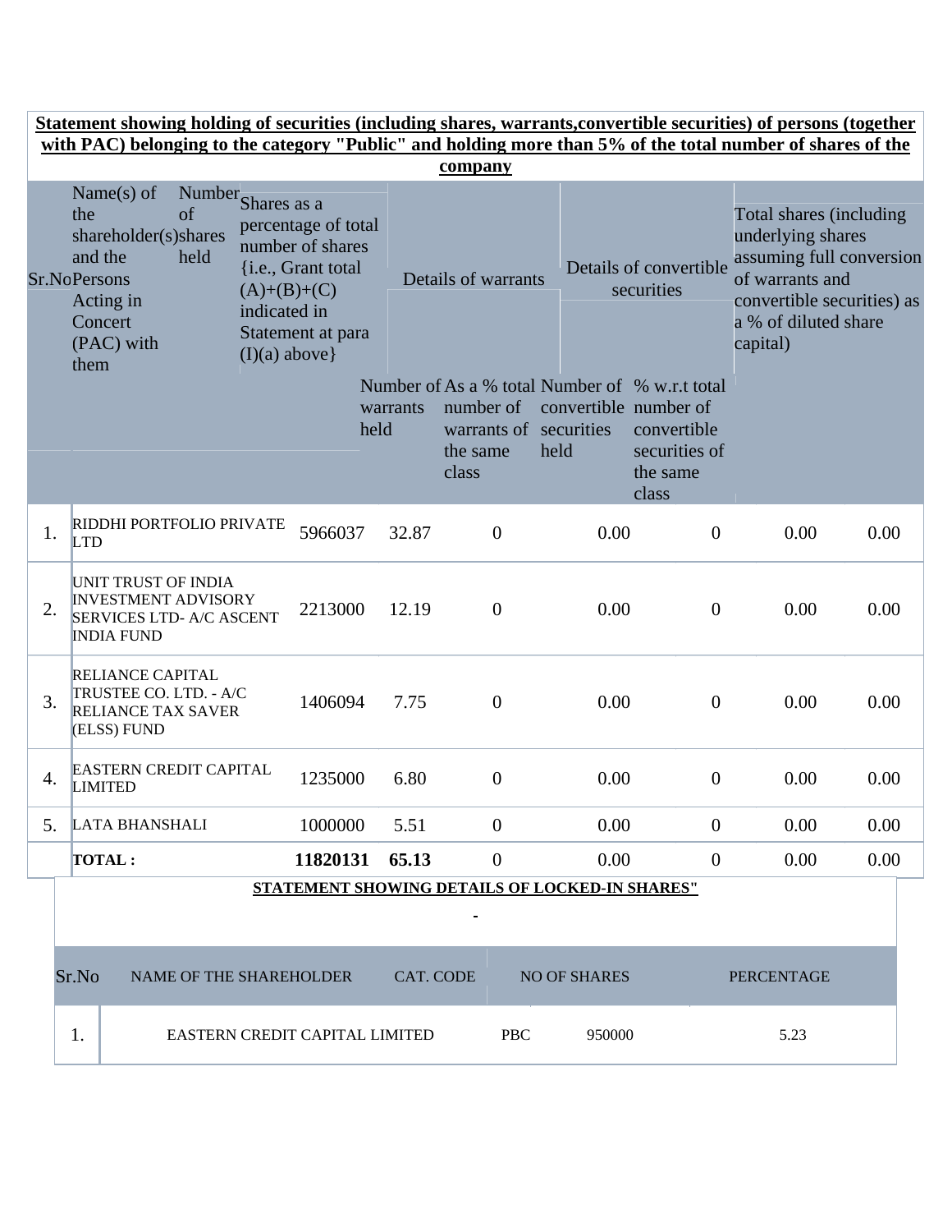**Statement showing holding of securities (including shares, warrants,convertible securities) of persons (together with PAC) belonging to the category "Public" and holding more than 5% of the total number of shares of the company**

| Sr.No | Name(s) of the shareholder(s) and the Persons Acting in Concert (PAC) with them | Number of shares held | Shares as a percentage of total number of shares {i.e., Grant total (A)+(B)+(C) indicated in Statement at para (I)(a) above} | Details of warrants | | Details of convertible securities | | Total shares (including underlying shares assuming full conversion of warrants and convertible securities) as a % of diluted share capital) |
|---|---|---|---|---|---|---|---|---|
| | | | | Number of warrants held | As a % total number of warrants of the same class | Number of convertible securities held | % w.r.t total number of convertible securities of the same class | |
| 1. | RIDDHI PORTFOLIO PRIVATE LTD | 5966037 | 32.87 | 0 | 0.00 | 0 | 0.00 | 0.00 |
| 2. | UNIT TRUST OF INDIA INVESTMENT ADVISORY SERVICES LTD- A/C ASCENT INDIA FUND | 2213000 | 12.19 | 0 | 0.00 | 0 | 0.00 | 0.00 |
| 3. | RELIANCE CAPITAL TRUSTEE CO. LTD. - A/C RELIANCE TAX SAVER (ELSS) FUND | 1406094 | 7.75 | 0 | 0.00 | 0 | 0.00 | 0.00 |
| 4. | EASTERN CREDIT CAPITAL LIMITED | 1235000 | 6.80 | 0 | 0.00 | 0 | 0.00 | 0.00 |
| 5. | LATA BHANSHALI | 1000000 | 5.51 | 0 | 0.00 | 0 | 0.00 | 0.00 |
| | **TOTAL :** | **11820131** | **65.13** | 0 | 0.00 | 0 | 0.00 | 0.00 |

**STATEMENT SHOWING DETAILS OF LOCKED-IN SHARES"**

-

| Sr.No | NAME OF THE SHAREHOLDER | CAT. CODE | NO OF SHARES | PERCENTAGE |
|---|---|---|---|---|
| 1. | EASTERN CREDIT CAPITAL LIMITED | PBC | 950000 | 5.23 |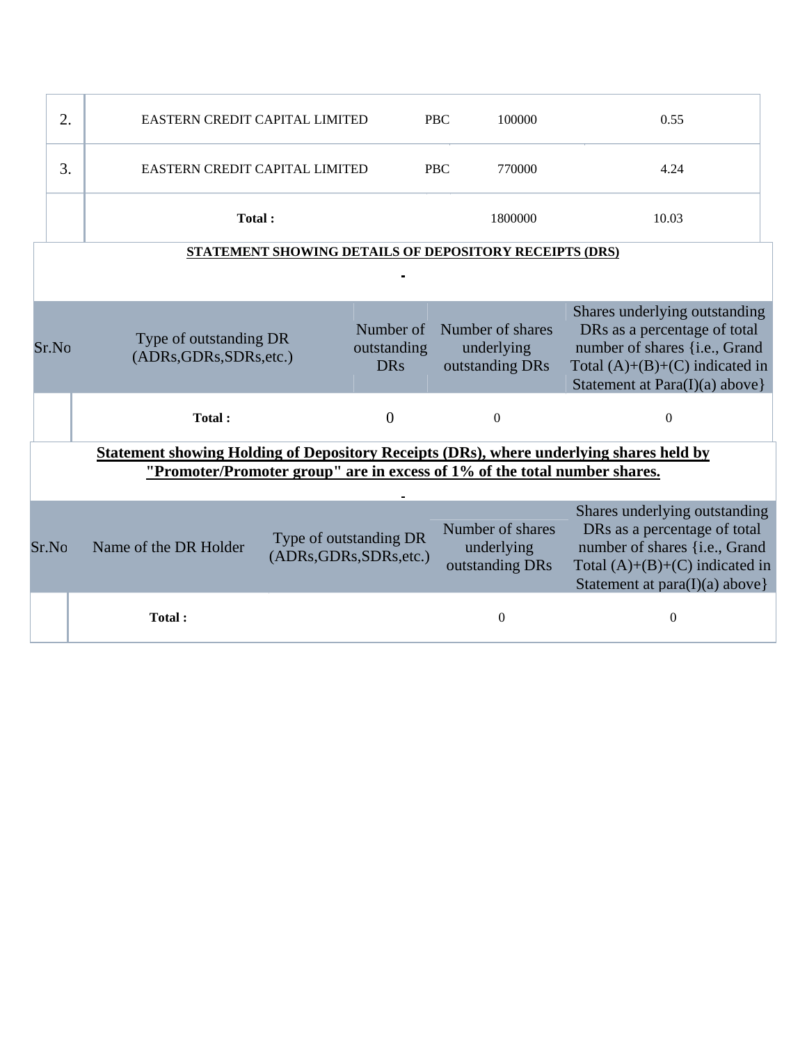| | | | | |
|---|---|---|---|---|
| 2. | EASTERN CREDIT CAPITAL LIMITED | PBC | 100000 | 0.55 |
| 3. | EASTERN CREDIT CAPITAL LIMITED | PBC | 770000 | 4.24 |
| | Total : | | 1800000 | 10.03 |

**STATEMENT SHOWING DETAILS OF DEPOSITORY RECEIPTS (DRS)**

| Sr.No | Type of outstanding DR (ADRs,GDRs,SDRs,etc.) | Number of outstanding DRs | Number of shares underlying outstanding DRs | Shares underlying outstanding DRs as a percentage of total number of shares {i.e., Grand Total (A)+(B)+(C) indicated in Statement at Para(I)(a) above} |
|---|---|---|---|---|
| | Total : | 0 | 0 | 0 |

**Statement showing Holding of Depository Receipts (DRs), where underlying shares held by "Promoter/Promoter group" are in excess of 1% of the total number shares.**

| Sr.No | Name of the DR Holder | Type of outstanding DR (ADRs,GDRs,SDRs,etc.) | Number of shares underlying outstanding DRs | Shares underlying outstanding DRs as a percentage of total number of shares {i.e., Grand Total (A)+(B)+(C) indicated in Statement at para(I)(a) above} |
|---|---|---|---|---|
| | Total : | | 0 | 0 |